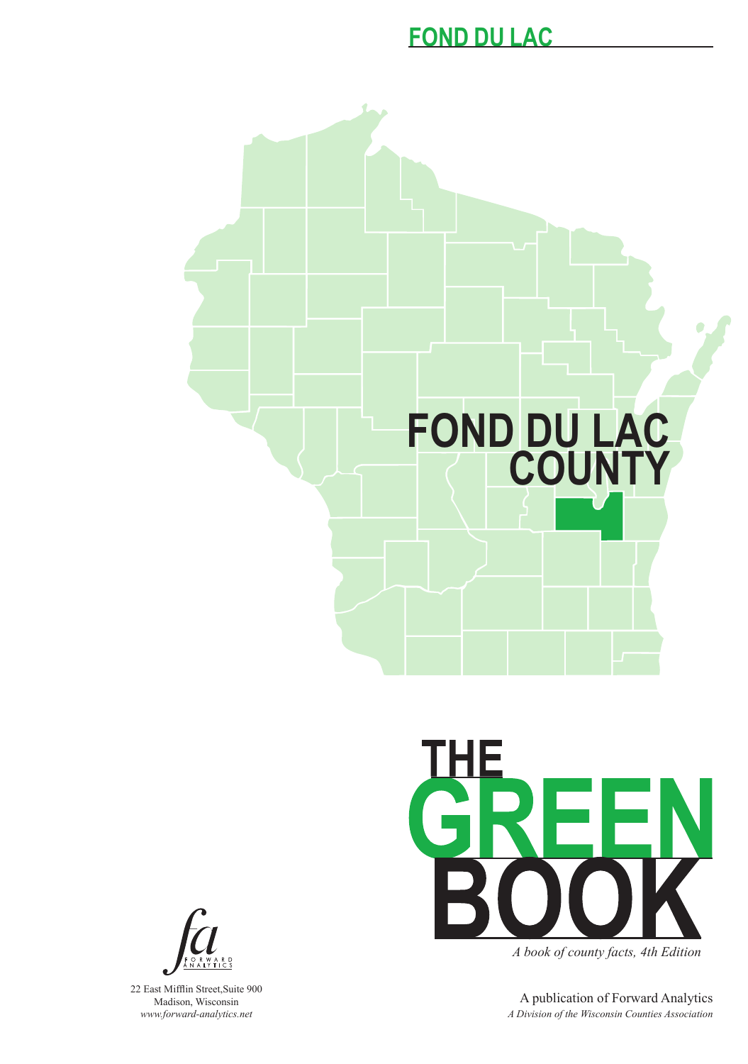# FOND DU LAC

FOND DU LAC COUNTY

# THE GREEN BOOK

*A book of county facts, 4th Edition*

A publication of Forward Analytics

*A Division of the Wisconsin Counties Association*

fa FORWARD ANALYTICS

22 East Mifflin Street,Suite 900
Madison, Wisconsin
*www.forward-analytics.net*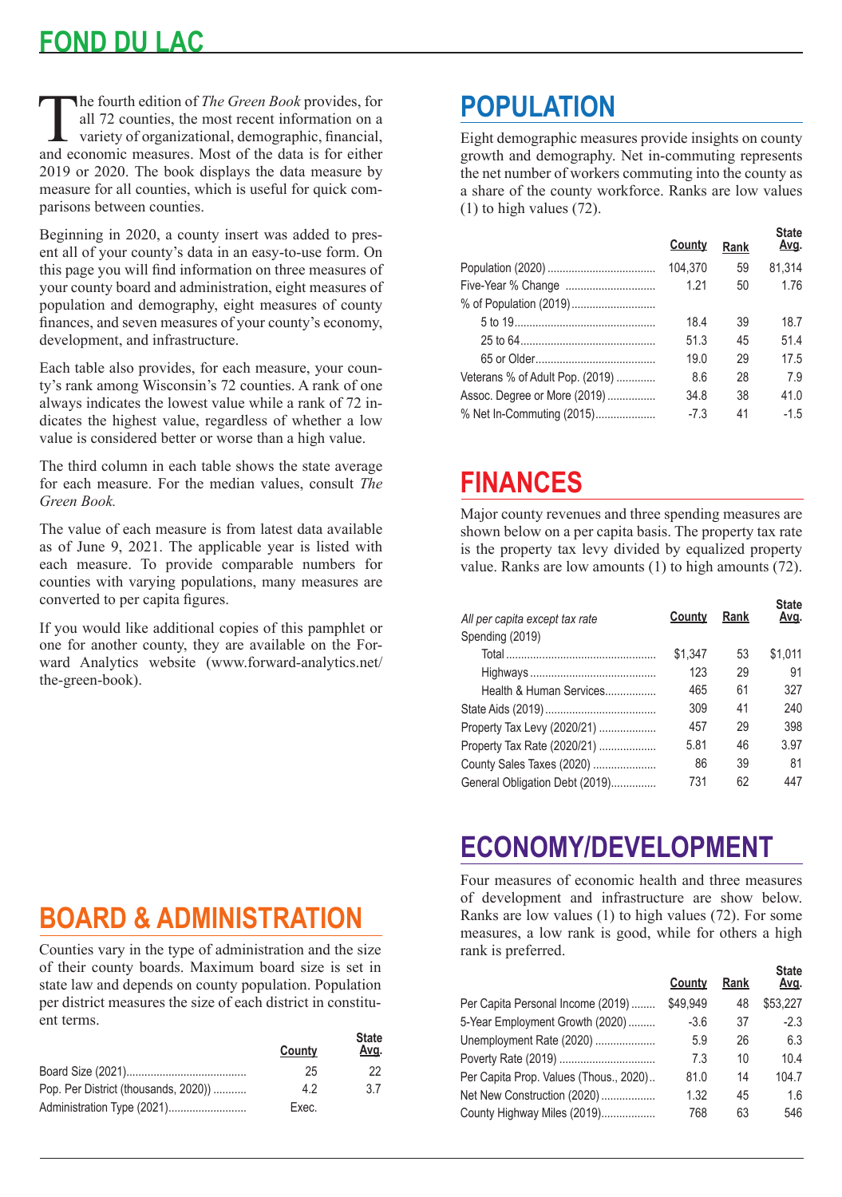# FOND DU LAC

The fourth edition of *The Green Book* provides, for all 72 counties, the most recent information on a variety of organizational, demographic, financial, and economic measures. Most of the data is for either 2019 or 2020. The book displays the data measure by measure for all counties, which is useful for quick comparisons between counties.

Beginning in 2020, a county insert was added to present all of your county's data in an easy-to-use form. On this page you will find information on three measures of your county board and administration, eight measures of population and demography, eight measures of county finances, and seven measures of your county's economy, development, and infrastructure.

Each table also provides, for each measure, your county's rank among Wisconsin's 72 counties. A rank of one always indicates the lowest value while a rank of 72 indicates the highest value, regardless of whether a low value is considered better or worse than a high value.

The third column in each table shows the state average for each measure. For the median values, consult *The Green Book.*

The value of each measure is from latest data available as of June 9, 2021. The applicable year is listed with each measure. To provide comparable numbers for counties with varying populations, many measures are converted to per capita figures.

If you would like additional copies of this pamphlet or one for another county, they are available on the Forward Analytics website (www.forward-analytics.net/the-green-book).

## BOARD & ADMINISTRATION

Counties vary in the type of administration and the size of their county boards. Maximum board size is set in state law and depends on county population. Population per district measures the size of each district in constituent terms.

| | County | State Avg. |
|---|---|---|
| Board Size (2021) | 25 | 22 |
| Pop. Per District (thousands, 2020)) | 4.2 | 3.7 |
| Administration Type (2021) | Exec. | |

## POPULATION

Eight demographic measures provide insights on county growth and demography. Net in-commuting represents the net number of workers commuting into the county as a share of the county workforce. Ranks are low values (1) to high values (72).

| | County | Rank | State Avg. |
|---|---|---|---|
| Population (2020) | 104,370 | 59 | 81,314 |
| Five-Year % Change | 1.21 | 50 | 1.76 |
| % of Population (2019) | | | |
| 5 to 19 | 18.4 | 39 | 18.7 |
| 25 to 64 | 51.3 | 45 | 51.4 |
| 65 or Older | 19.0 | 29 | 17.5 |
| Veterans % of Adult Pop. (2019) | 8.6 | 28 | 7.9 |
| Assoc. Degree or More (2019) | 34.8 | 38 | 41.0 |
| % Net In-Commuting (2015) | -7.3 | 41 | -1.5 |

## FINANCES

Major county revenues and three spending measures are shown below on a per capita basis. The property tax rate is the property tax levy divided by equalized property value. Ranks are low amounts (1) to high amounts (72).

| *All per capita except tax rate* | County | Rank | State Avg. |
|---|---|---|---|
| Spending (2019) | | | |
| Total | $1,347 | 53 | $1,011 |
| Highways | 123 | 29 | 91 |
| Health & Human Services | 465 | 61 | 327 |
| State Aids (2019) | 309 | 41 | 240 |
| Property Tax Levy (2020/21) | 457 | 29 | 398 |
| Property Tax Rate (2020/21) | 5.81 | 46 | 3.97 |
| County Sales Taxes (2020) | 86 | 39 | 81 |
| General Obligation Debt (2019) | 731 | 62 | 447 |

## ECONOMY/DEVELOPMENT

Four measures of economic health and three measures of development and infrastructure are show below. Ranks are low values (1) to high values (72). For some measures, a low rank is good, while for others a high rank is preferred.

| | County | Rank | State Avg. |
|---|---|---|---|
| Per Capita Personal Income (2019) | $49,949 | 48 | $53,227 |
| 5-Year Employment Growth (2020) | -3.6 | 37 | -2.3 |
| Unemployment Rate (2020) | 5.9 | 26 | 6.3 |
| Poverty Rate (2019) | 7.3 | 10 | 10.4 |
| Per Capita Prop. Values (Thous., 2020) | 81.0 | 14 | 104.7 |
| Net New Construction (2020) | 1.32 | 45 | 1.6 |
| County Highway Miles (2019) | 768 | 63 | 546 |